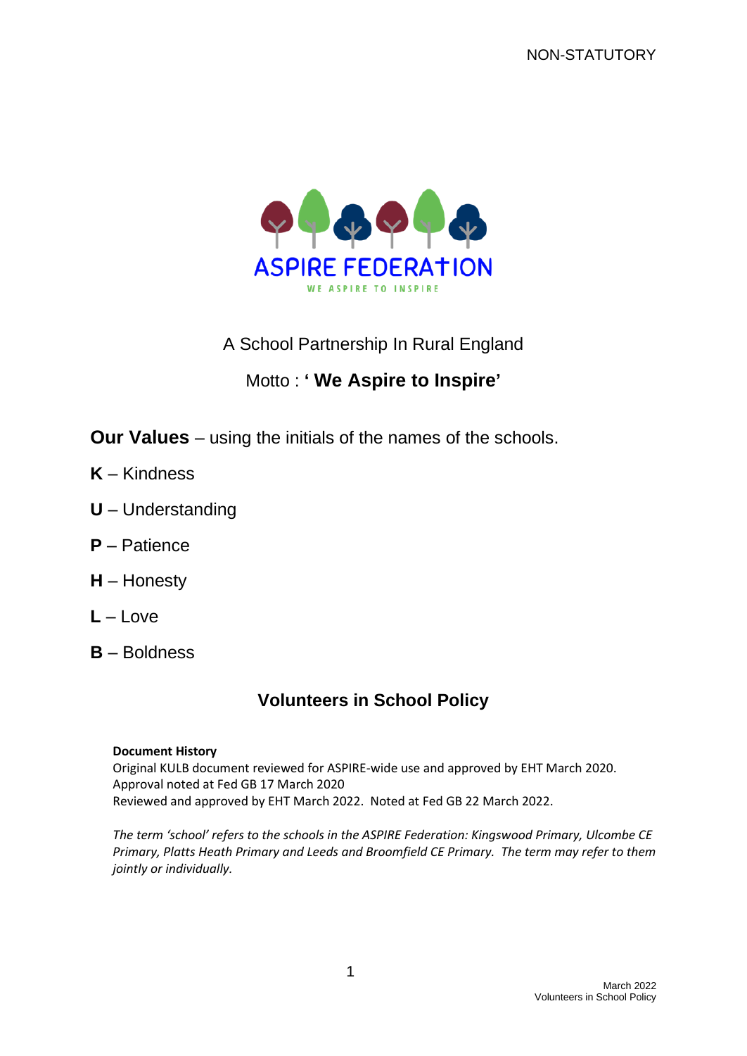NON-STATUTORY

ASPIRE FEDERATION

WE ASPIRE TO INSPIRE

A School Partnership In Rural England

Motto : **' We Aspire to Inspire'**

**Our Values** – using the initials of the names of the schools.

**K** – Kindness

**U** – Understanding

**P** – Patience

**H** – Honesty

**L** – Love

**B** – Boldness

# Volunteers in School Policy

**Document History**
Original KULB document reviewed for ASPIRE-wide use and approved by EHT March 2020.
Approval noted at Fed GB 17 March 2020
Reviewed and approved by EHT March 2022. Noted at Fed GB 22 March 2022.

*The term 'school' refers to the schools in the ASPIRE Federation: Kingswood Primary, Ulcombe CE Primary, Platts Heath Primary and Leeds and Broomfield CE Primary. The term may refer to them jointly or individually.*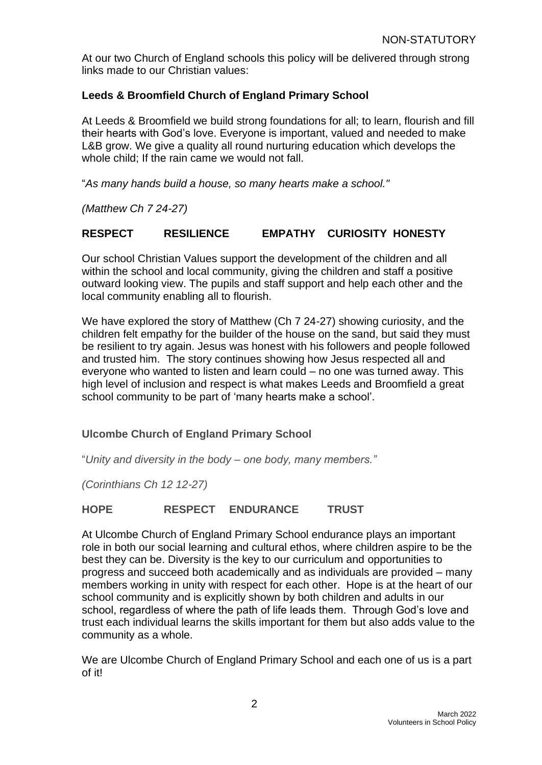At our two Church of England schools this policy will be delivered through strong links made to our Christian values:

**Leeds & Broomfield Church of England Primary School**

At Leeds & Broomfield we build strong foundations for all; to learn, flourish and fill their hearts with God's love. Everyone is important, valued and needed to make L&B grow. We give a quality all round nurturing education which develops the whole child; If the rain came we would not fall.

"*As many hands build a house, so many hearts make a school."*

*(Matthew Ch 7 24-27)*

**RESPECT RESILIENCE EMPATHY CURIOSITY HONESTY**

Our school Christian Values support the development of the children and all within the school and local community, giving the children and staff a positive outward looking view. The pupils and staff support and help each other and the local community enabling all to flourish.

We have explored the story of Matthew (Ch 7 24-27) showing curiosity, and the children felt empathy for the builder of the house on the sand, but said they must be resilient to try again. Jesus was honest with his followers and people followed and trusted him. The story continues showing how Jesus respected all and everyone who wanted to listen and learn could – no one was turned away. This high level of inclusion and respect is what makes Leeds and Broomfield a great school community to be part of 'many hearts make a school'.

**Ulcombe Church of England Primary School**

"*Unity and diversity in the body – one body, many members."*

*(Corinthians Ch 12 12-27)*

**HOPE RESPECT ENDURANCE TRUST**

At Ulcombe Church of England Primary School endurance plays an important role in both our social learning and cultural ethos, where children aspire to be the best they can be. Diversity is the key to our curriculum and opportunities to progress and succeed both academically and as individuals are provided – many members working in unity with respect for each other. Hope is at the heart of our school community and is explicitly shown by both children and adults in our school, regardless of where the path of life leads them. Through God's love and trust each individual learns the skills important for them but also adds value to the community as a whole.

We are Ulcombe Church of England Primary School and each one of us is a part of it!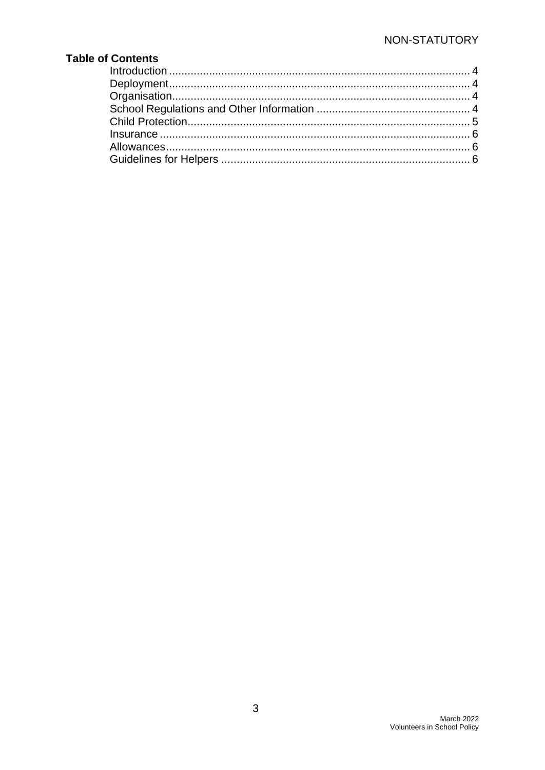**Table of Contents**

| | |
|---|---|
| Introduction | 4 |
| Deployment | 4 |
| Organisation | 4 |
| School Regulations and Other Information | 4 |
| Child Protection | 5 |
| Insurance | 6 |
| Allowances | 6 |
| Guidelines for Helpers | 6 |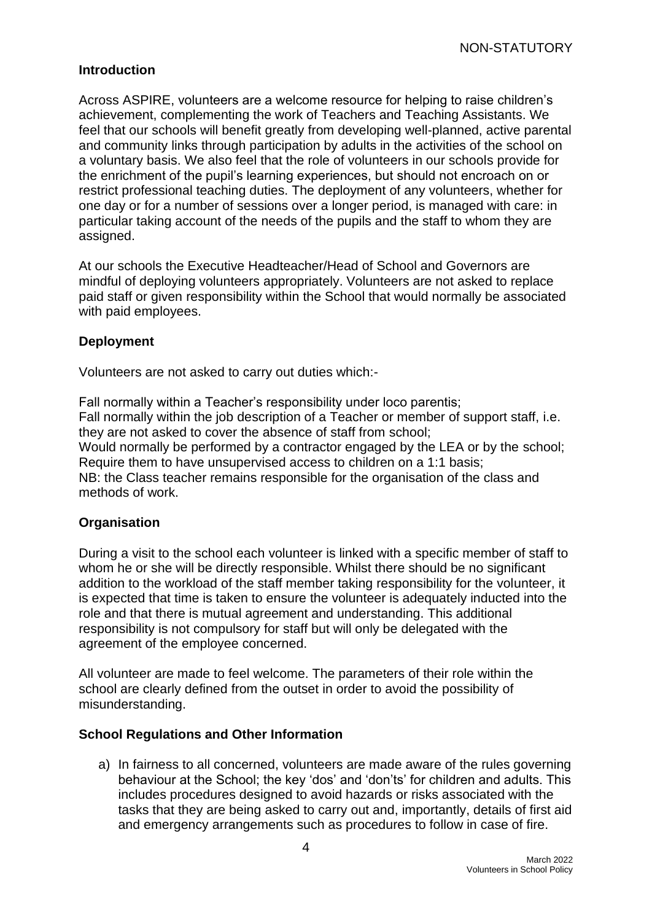NON-STATUTORY

## Introduction

Across ASPIRE, volunteers are a welcome resource for helping to raise children's achievement, complementing the work of Teachers and Teaching Assistants. We feel that our schools will benefit greatly from developing well-planned, active parental and community links through participation by adults in the activities of the school on a voluntary basis. We also feel that the role of volunteers in our schools provide for the enrichment of the pupil's learning experiences, but should not encroach on or restrict professional teaching duties. The deployment of any volunteers, whether for one day or for a number of sessions over a longer period, is managed with care: in particular taking account of the needs of the pupils and the staff to whom they are assigned.

At our schools the Executive Headteacher/Head of School and Governors are mindful of deploying volunteers appropriately. Volunteers are not asked to replace paid staff or given responsibility within the School that would normally be associated with paid employees.

## Deployment

Volunteers are not asked to carry out duties which:-

Fall normally within a Teacher's responsibility under loco parentis;
Fall normally within the job description of a Teacher or member of support staff, i.e. they are not asked to cover the absence of staff from school;
Would normally be performed by a contractor engaged by the LEA or by the school;
Require them to have unsupervised access to children on a 1:1 basis;
NB: the Class teacher remains responsible for the organisation of the class and methods of work.

## Organisation

During a visit to the school each volunteer is linked with a specific member of staff to whom he or she will be directly responsible. Whilst there should be no significant addition to the workload of the staff member taking responsibility for the volunteer, it is expected that time is taken to ensure the volunteer is adequately inducted into the role and that there is mutual agreement and understanding. This additional responsibility is not compulsory for staff but will only be delegated with the agreement of the employee concerned.

All volunteer are made to feel welcome. The parameters of their role within the school are clearly defined from the outset in order to avoid the possibility of misunderstanding.

## School Regulations and Other Information

a) In fairness to all concerned, volunteers are made aware of the rules governing behaviour at the School; the key 'dos' and 'don'ts' for children and adults. This includes procedures designed to avoid hazards or risks associated with the tasks that they are being asked to carry out and, importantly, details of first aid and emergency arrangements such as procedures to follow in case of fire.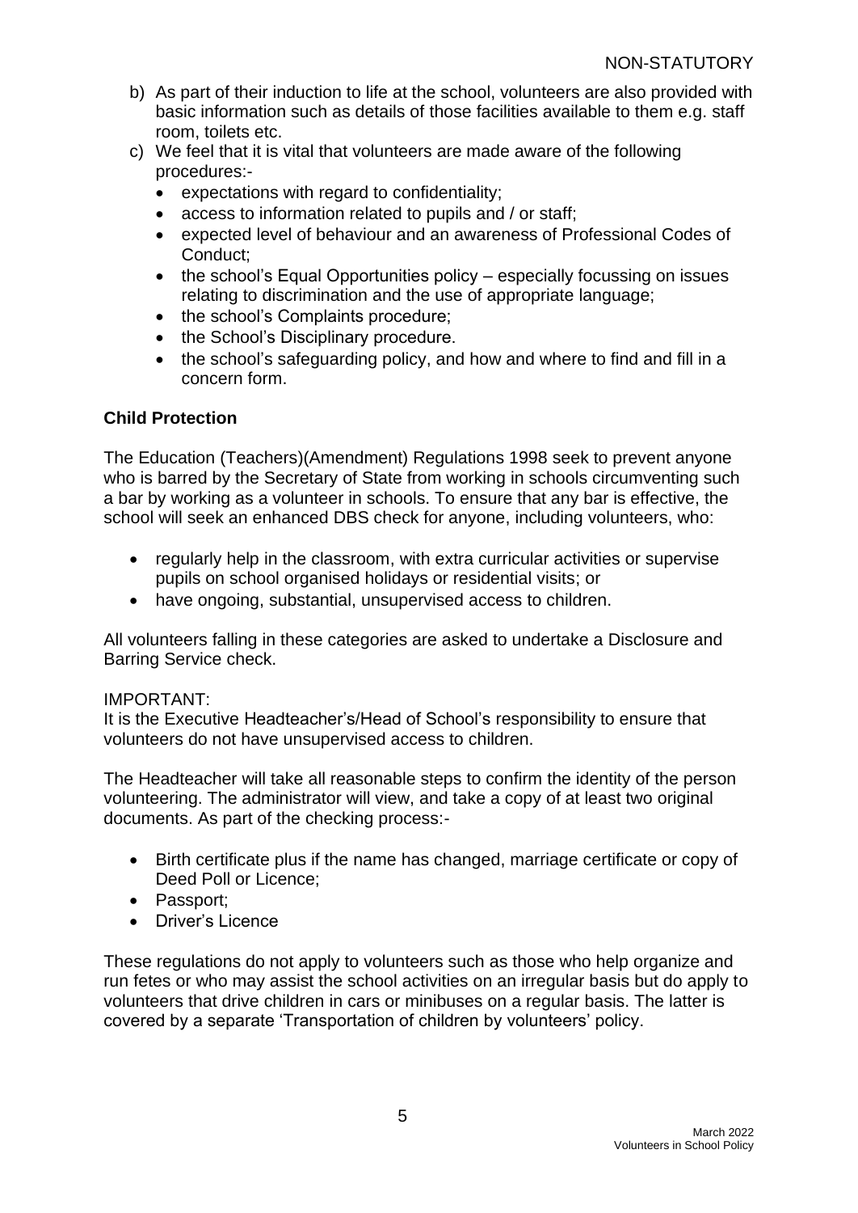b) As part of their induction to life at the school, volunteers are also provided with basic information such as details of those facilities available to them e.g. staff room, toilets etc.

c) We feel that it is vital that volunteers are made aware of the following procedures:-
   - expectations with regard to confidentiality;
   - access to information related to pupils and / or staff;
   - expected level of behaviour and an awareness of Professional Codes of Conduct;
   - the school's Equal Opportunities policy – especially focussing on issues relating to discrimination and the use of appropriate language;
   - the school's Complaints procedure;
   - the School's Disciplinary procedure.
   - the school's safeguarding policy, and how and where to find and fill in a concern form.

**Child Protection**

The Education (Teachers)(Amendment) Regulations 1998 seek to prevent anyone who is barred by the Secretary of State from working in schools circumventing such a bar by working as a volunteer in schools. To ensure that any bar is effective, the school will seek an enhanced DBS check for anyone, including volunteers, who:

- regularly help in the classroom, with extra curricular activities or supervise pupils on school organised holidays or residential visits; or
- have ongoing, substantial, unsupervised access to children.

All volunteers falling in these categories are asked to undertake a Disclosure and Barring Service check.

IMPORTANT:
It is the Executive Headteacher's/Head of School's responsibility to ensure that volunteers do not have unsupervised access to children.

The Headteacher will take all reasonable steps to confirm the identity of the person volunteering. The administrator will view, and take a copy of at least two original documents. As part of the checking process:-

- Birth certificate plus if the name has changed, marriage certificate or copy of Deed Poll or Licence;
- Passport;
- Driver's Licence

These regulations do not apply to volunteers such as those who help organize and run fetes or who may assist the school activities on an irregular basis but do apply to volunteers that drive children in cars or minibuses on a regular basis. The latter is covered by a separate 'Transportation of children by volunteers' policy.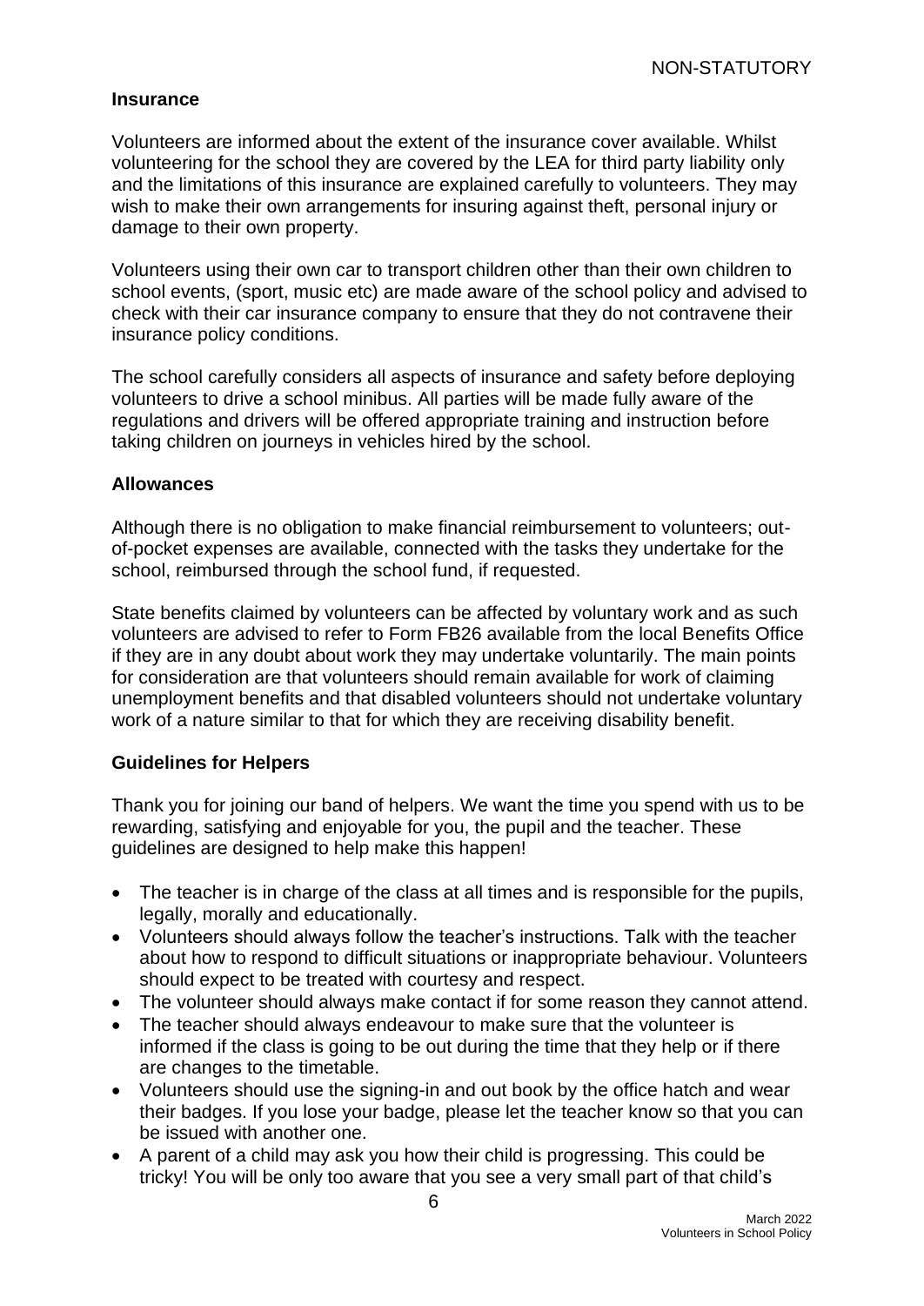### Insurance

Volunteers are informed about the extent of the insurance cover available. Whilst volunteering for the school they are covered by the LEA for third party liability only and the limitations of this insurance are explained carefully to volunteers. They may wish to make their own arrangements for insuring against theft, personal injury or damage to their own property.

Volunteers using their own car to transport children other than their own children to school events, (sport, music etc) are made aware of the school policy and advised to check with their car insurance company to ensure that they do not contravene their insurance policy conditions.

The school carefully considers all aspects of insurance and safety before deploying volunteers to drive a school minibus. All parties will be made fully aware of the regulations and drivers will be offered appropriate training and instruction before taking children on journeys in vehicles hired by the school.

### Allowances

Although there is no obligation to make financial reimbursement to volunteers; out-of-pocket expenses are available, connected with the tasks they undertake for the school, reimbursed through the school fund, if requested.

State benefits claimed by volunteers can be affected by voluntary work and as such volunteers are advised to refer to Form FB26 available from the local Benefits Office if they are in any doubt about work they may undertake voluntarily. The main points for consideration are that volunteers should remain available for work of claiming unemployment benefits and that disabled volunteers should not undertake voluntary work of a nature similar to that for which they are receiving disability benefit.

### Guidelines for Helpers

Thank you for joining our band of helpers. We want the time you spend with us to be rewarding, satisfying and enjoyable for you, the pupil and the teacher. These guidelines are designed to help make this happen!

- The teacher is in charge of the class at all times and is responsible for the pupils, legally, morally and educationally.
- Volunteers should always follow the teacher's instructions. Talk with the teacher about how to respond to difficult situations or inappropriate behaviour. Volunteers should expect to be treated with courtesy and respect.
- The volunteer should always make contact if for some reason they cannot attend.
- The teacher should always endeavour to make sure that the volunteer is informed if the class is going to be out during the time that they help or if there are changes to the timetable.
- Volunteers should use the signing-in and out book by the office hatch and wear their badges. If you lose your badge, please let the teacher know so that you can be issued with another one.
- A parent of a child may ask you how their child is progressing. This could be tricky! You will be only too aware that you see a very small part of that child's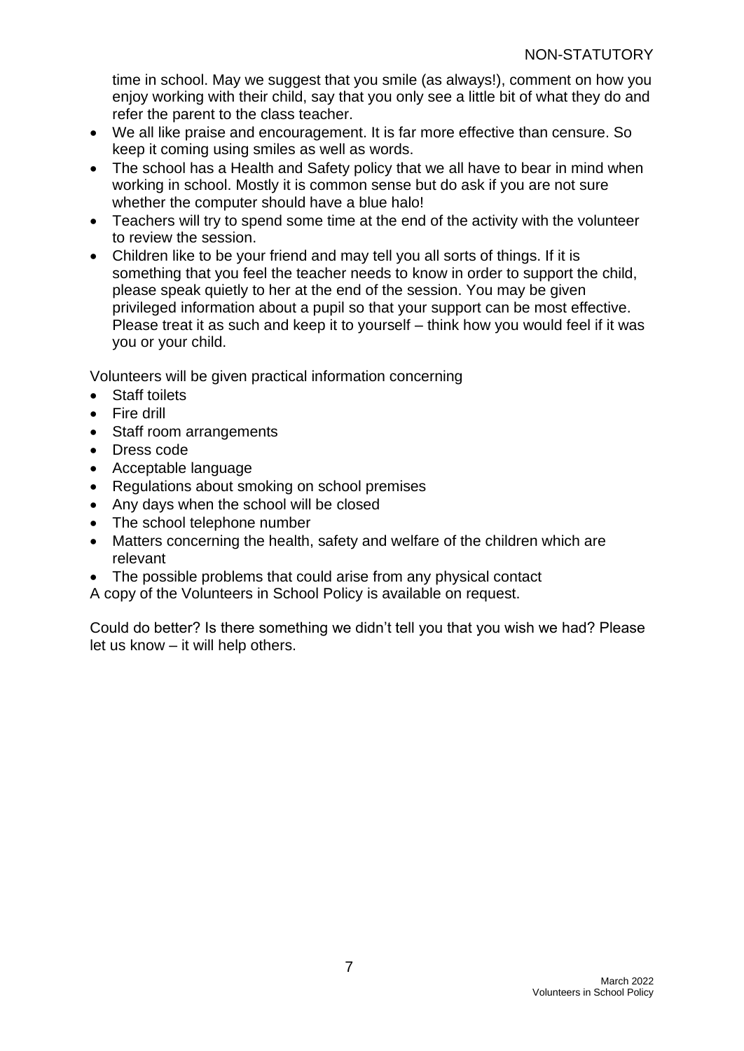time in school. May we suggest that you smile (as always!), comment on how you enjoy working with their child, say that you only see a little bit of what they do and refer the parent to the class teacher.

- We all like praise and encouragement. It is far more effective than censure. So keep it coming using smiles as well as words.
- The school has a Health and Safety policy that we all have to bear in mind when working in school. Mostly it is common sense but do ask if you are not sure whether the computer should have a blue halo!
- Teachers will try to spend some time at the end of the activity with the volunteer to review the session.
- Children like to be your friend and may tell you all sorts of things. If it is something that you feel the teacher needs to know in order to support the child, please speak quietly to her at the end of the session. You may be given privileged information about a pupil so that your support can be most effective. Please treat it as such and keep it to yourself – think how you would feel if it was you or your child.

Volunteers will be given practical information concerning

- Staff toilets
- Fire drill
- Staff room arrangements
- Dress code
- Acceptable language
- Regulations about smoking on school premises
- Any days when the school will be closed
- The school telephone number
- Matters concerning the health, safety and welfare of the children which are relevant
- The possible problems that could arise from any physical contact

A copy of the Volunteers in School Policy is available on request.

Could do better? Is there something we didn't tell you that you wish we had? Please let us know – it will help others.